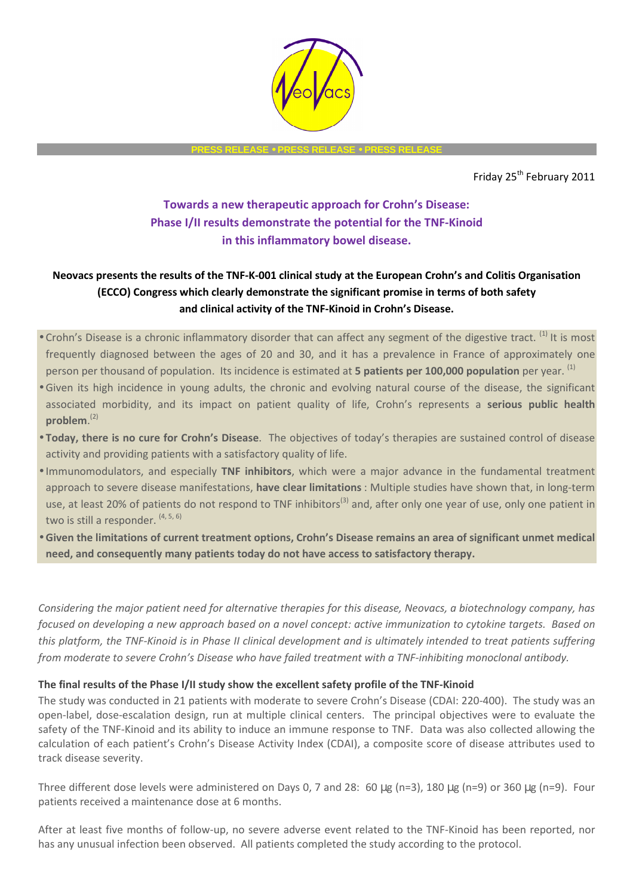PRESS RELEASE • PRESS RELEASE • PRESS RELEASE

Friday 25th February 2011

## Towards a new therapeutic approach for Crohn's Disease: Phase I/II results demonstrate the potential for the TNF-Kinoid in this inflammatory bowel disease.

**Neovacs presents the results of the TNF-K-001 clinical study at the European Crohn's and Colitis Organisation (ECCO) Congress which clearly demonstrate the significant promise in terms of both safety and clinical activity of the TNF-Kinoid in Crohn's Disease.**

- Crohn's Disease is a chronic inflammatory disorder that can affect any segment of the digestive tract. [1] It is most frequently diagnosed between the ages of 20 and 30, and it has a prevalence in France of approximately one person per thousand of population. Its incidence is estimated at **5 patients per 100,000 population** per year. [1]
- Given its high incidence in young adults, the chronic and evolving natural course of the disease, the significant associated morbidity, and its impact on patient quality of life, Crohn's represents a **serious public health problem**.[2]
- **Today, there is no cure for Crohn's Disease**. The objectives of today's therapies are sustained control of disease activity and providing patients with a satisfactory quality of life.
- Immunomodulators, and especially **TNF inhibitors**, which were a major advance in the fundamental treatment approach to severe disease manifestations, **have clear limitations** : Multiple studies have shown that, in long-term use, at least 20% of patients do not respond to TNF inhibitors[3] and, after only one year of use, only one patient in two is still a responder. [4, 5, 6]
- **Given the limitations of current treatment options, Crohn's Disease remains an area of significant unmet medical need, and consequently many patients today do not have access to satisfactory therapy.**

*Considering the major patient need for alternative therapies for this disease, Neovacs, a biotechnology company, has focused on developing a new approach based on a novel concept: active immunization to cytokine targets. Based on this platform, the TNF-Kinoid is in Phase II clinical development and is ultimately intended to treat patients suffering from moderate to severe Crohn's Disease who have failed treatment with a TNF-inhibiting monoclonal antibody.*

### The final results of the Phase I/II study show the excellent safety profile of the TNF-Kinoid

The study was conducted in 21 patients with moderate to severe Crohn's Disease (CDAI: 220-400). The study was an open-label, dose-escalation design, run at multiple clinical centers. The principal objectives were to evaluate the safety of the TNF-Kinoid and its ability to induce an immune response to TNF. Data was also collected allowing the calculation of each patient's Crohn's Disease Activity Index (CDAI), a composite score of disease attributes used to track disease severity.

Three different dose levels were administered on Days 0, 7 and 28: 60 µg (n=3), 180 µg (n=9) or 360 µg (n=9). Four patients received a maintenance dose at 6 months.

After at least five months of follow-up, no severe adverse event related to the TNF-Kinoid has been reported, nor has any unusual infection been observed. All patients completed the study according to the protocol.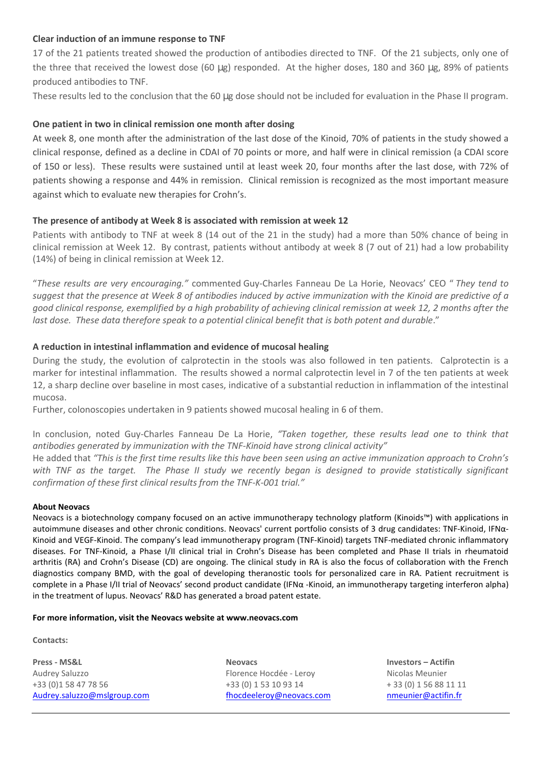**Clear induction of an immune response to TNF**

17 of the 21 patients treated showed the production of antibodies directed to TNF. Of the 21 subjects, only one of the three that received the lowest dose (60 μg) responded. At the higher doses, 180 and 360 μg, 89% of patients produced antibodies to TNF.

These results led to the conclusion that the 60 μg dose should not be included for evaluation in the Phase II program.

**One patient in two in clinical remission one month after dosing**

At week 8, one month after the administration of the last dose of the Kinoid, 70% of patients in the study showed a clinical response, defined as a decline in CDAI of 70 points or more, and half were in clinical remission (a CDAI score of 150 or less). These results were sustained until at least week 20, four months after the last dose, with 72% of patients showing a response and 44% in remission. Clinical remission is recognized as the most important measure against which to evaluate new therapies for Crohn's.

**The presence of antibody at Week 8 is associated with remission at week 12**

Patients with antibody to TNF at week 8 (14 out of the 21 in the study) had a more than 50% chance of being in clinical remission at Week 12. By contrast, patients without antibody at week 8 (7 out of 21) had a low probability (14%) of being in clinical remission at Week 12.

"*These results are very encouraging."* commented Guy-Charles Fanneau De La Horie, Neovacs' CEO " *They tend to suggest that the presence at Week 8 of antibodies induced by active immunization with the Kinoid are predictive of a good clinical response, exemplified by a high probability of achieving clinical remission at week 12, 2 months after the last dose. These data therefore speak to a potential clinical benefit that is both potent and durable*."

**A reduction in intestinal inflammation and evidence of mucosal healing**

During the study, the evolution of calprotectin in the stools was also followed in ten patients. Calprotectin is a marker for intestinal inflammation. The results showed a normal calprotectin level in 7 of the ten patients at week 12, a sharp decline over baseline in most cases, indicative of a substantial reduction in inflammation of the intestinal mucosa.

Further, colonoscopies undertaken in 9 patients showed mucosal healing in 6 of them.

In conclusion, noted Guy-Charles Fanneau De La Horie, *"Taken together, these results lead one to think that antibodies generated by immunization with the TNF-Kinoid have strong clinical activity"*

He added that *"This is the first time results like this have been seen using an active immunization approach to Crohn's with TNF as the target. The Phase II study we recently began is designed to provide statistically significant confirmation of these first clinical results from the TNF-K-001 trial."*

**About Neovacs**

Neovacs is a biotechnology company focused on an active immunotherapy technology platform (Kinoids™) with applications in autoimmune diseases and other chronic conditions. Neovacs' current portfolio consists of 3 drug candidates: TNF-Kinoid, IFNα-Kinoid and VEGF-Kinoid. The company's lead immunotherapy program (TNF-Kinoid) targets TNF-mediated chronic inflammatory diseases. For TNF-Kinoid, a Phase I/II clinical trial in Crohn's Disease has been completed and Phase II trials in rheumatoid arthritis (RA) and Crohn's Disease (CD) are ongoing. The clinical study in RA is also the focus of collaboration with the French diagnostics company BMD, with the goal of developing theranostic tools for personalized care in RA. Patient recruitment is complete in a Phase I/II trial of Neovacs' second product candidate (IFNα -Kinoid, an immunotherapy targeting interferon alpha) in the treatment of lupus. Neovacs' R&D has generated a broad patent estate.

**For more information, visit the Neovacs website at www.neovacs.com**

**Contacts:**

**Press - MS&L**
Audrey Saluzzo
+33 (0)1 58 47 78 56
Audrey.saluzzo@mslgroup.com

**Neovacs**
Florence Hocdée - Leroy
+33 (0) 1 53 10 93 14
fhocdeeleroy@neovacs.com

**Investors – Actifin**
Nicolas Meunier
+ 33 (0) 1 56 88 11 11
nmeunier@actifin.fr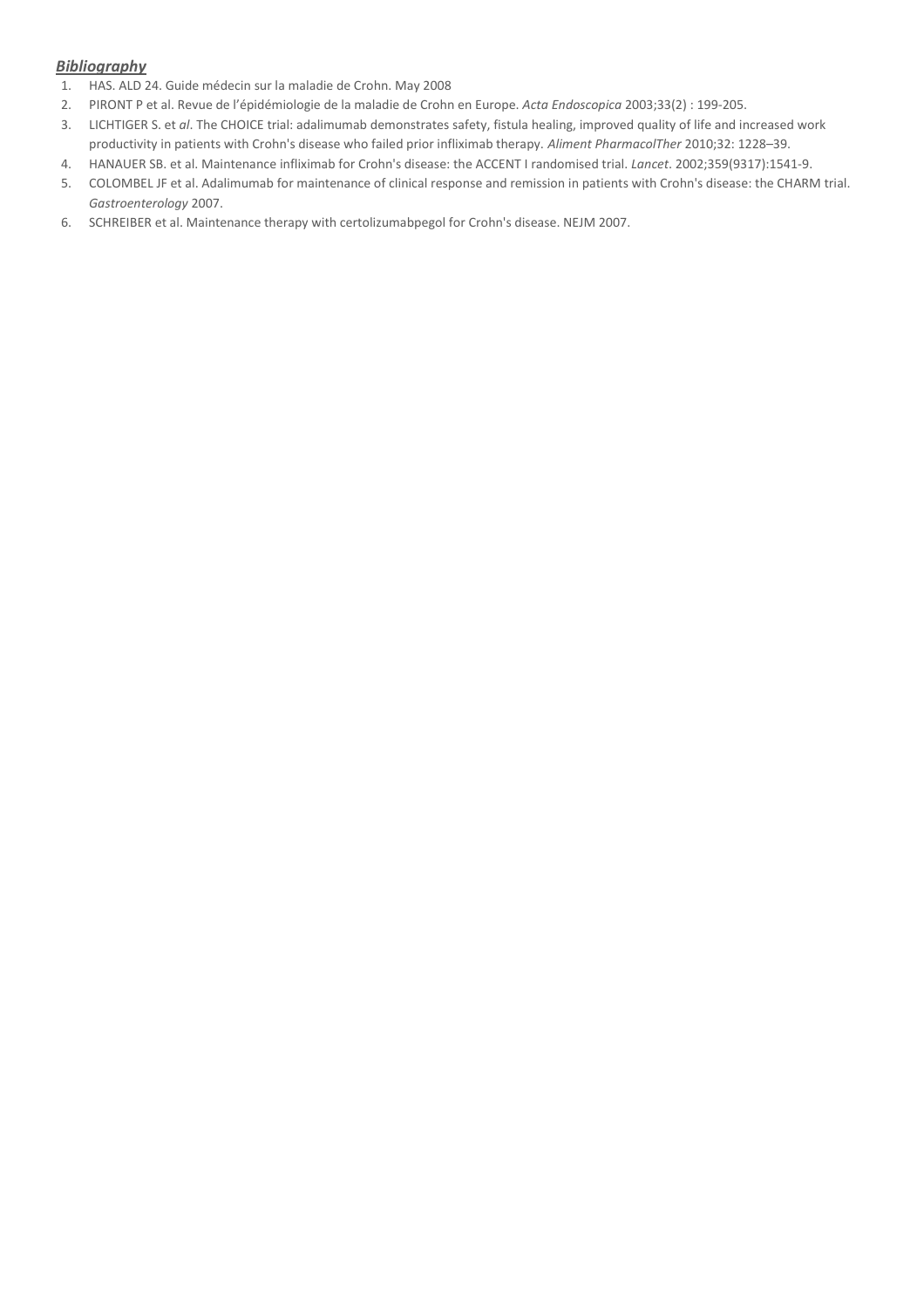***Bibliography***

1. HAS. ALD 24. Guide médecin sur la maladie de Crohn. May 2008
2. PIRONT P et al. Revue de l'épidémiologie de la maladie de Crohn en Europe. *Acta Endoscopica* 2003;33(2) : 199-205.
3. LICHTIGER S. et *al*. The CHOICE trial: adalimumab demonstrates safety, fistula healing, improved quality of life and increased work productivity in patients with Crohn's disease who failed prior infliximab therapy. *Aliment PharmacolTher* 2010;32: 1228–39.
4. HANAUER SB. et al. Maintenance infliximab for Crohn's disease: the ACCENT I randomised trial. *Lancet*. 2002;359(9317):1541-9.
5. COLOMBEL JF et al. Adalimumab for maintenance of clinical response and remission in patients with Crohn's disease: the CHARM trial. *Gastroenterology* 2007.
6. SCHREIBER et al. Maintenance therapy with certolizumabpegol for Crohn's disease. NEJM 2007.